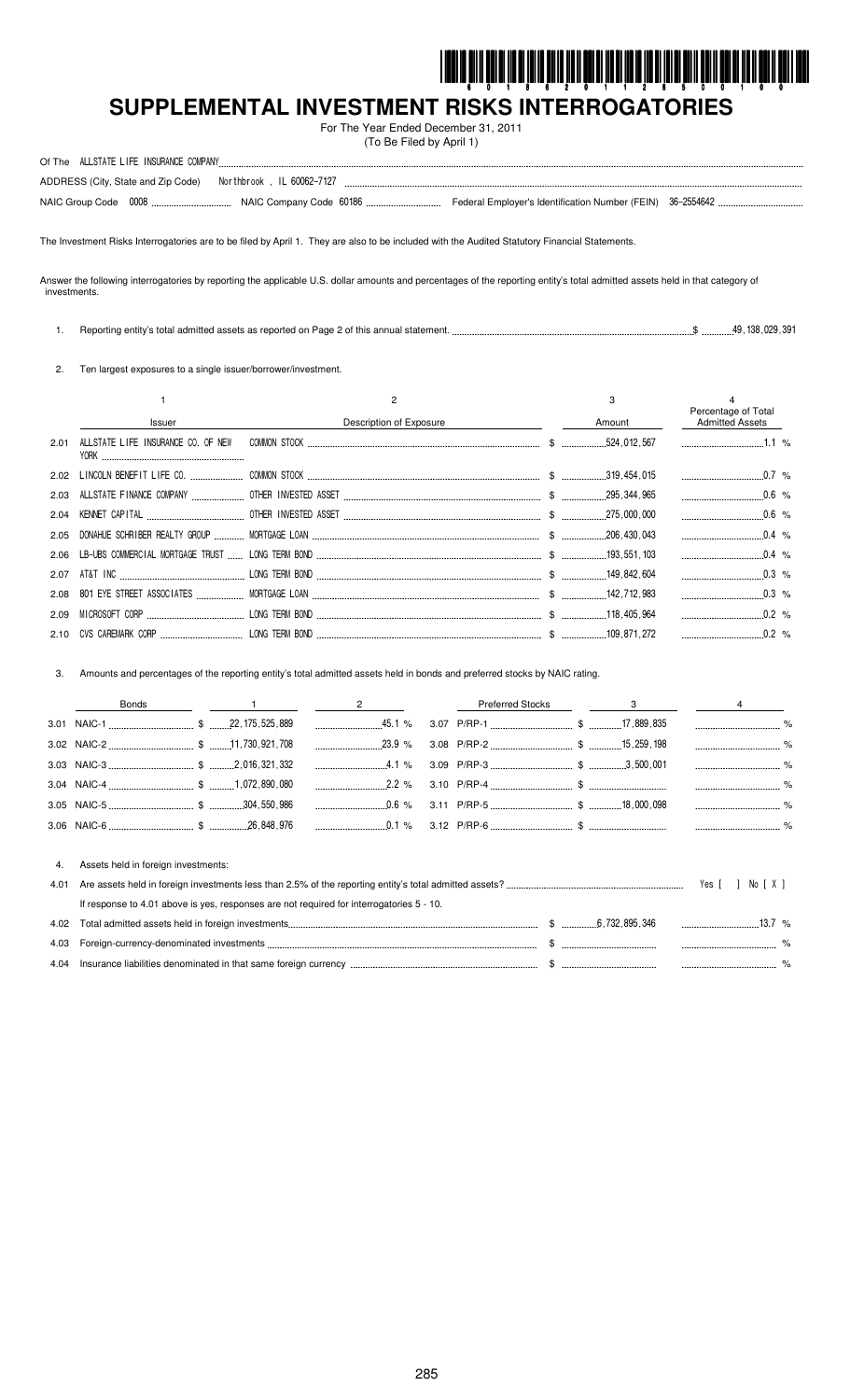# SUPPLEMENTAL INVESTMENT RISKS INTERROGATORIES

For The Year Ended December 31, 2011
(To Be Filed by April 1)

Of The ALLSTATE LIFE INSURANCE COMPANY

ADDRESS (City, State and Zip Code) Northbrook , IL 60062-7127

NAIC Group Code 0008 NAIC Company Code 60186 Federal Employer's Identification Number (FEIN) 36-2554642

The Investment Risks Interrogatories are to be filed by April 1. They are also to be included with the Audited Statutory Financial Statements.

Answer the following interrogatories by reporting the applicable U.S. dollar amounts and percentages of the reporting entity's total admitted assets held in that category of investments.

1. Reporting entity's total admitted assets as reported on Page 2 of this annual statement. $ 49,138,029,391

2. Ten largest exposures to a single issuer/borrower/investment.

| | 1<br>Issuer | 2<br>Description of Exposure | 3<br>Amount | 4<br>Percentage of Total Admitted Assets |
|---|---|---|---|---|
| 2.01 | ALLSTATE LIFE INSURANCE CO. OF NEW YORK | COMMON STOCK | $ 524,012,567 | 1.1 % |
| 2.02 | LINCOLN BENEFIT LIFE CO. | COMMON STOCK | $ 319,454,015 | 0.7 % |
| 2.03 | ALLSTATE FINANCE COMPANY | OTHER INVESTED ASSET | $ 295,344,965 | 0.6 % |
| 2.04 | KENNET CAPITAL | OTHER INVESTED ASSET | $ 275,000,000 | 0.6 % |
| 2.05 | DONAHUE SCHRIBER REALTY GROUP | MORTGAGE LOAN | $ 206,430,043 | 0.4 % |
| 2.06 | LB-UBS COMMERCIAL MORTGAGE TRUST | LONG TERM BOND | $ 193,551,103 | 0.4 % |
| 2.07 | AT&T INC | LONG TERM BOND | $ 149,842,604 | 0.3 % |
| 2.08 | 801 EYE STREET ASSOCIATES | MORTGAGE LOAN | $ 142,712,983 | 0.3 % |
| 2.09 | MICROSOFT CORP | LONG TERM BOND | $ 118,405,964 | 0.2 % |
| 2.10 | CVS CAREMARK CORP | LONG TERM BOND | $ 109,871,272 | 0.2 % |

3. Amounts and percentages of the reporting entity's total admitted assets held in bonds and preferred stocks by NAIC rating.

| Bonds | 1 | 2 | Preferred Stocks | 3 | 4 |
|---|---|---|---|---|---|
| 3.01 NAIC-1 | $ 22,175,525,889 | 45.1 % | 3.07 P/RP-1 | $ 17,889,835 | % |
| 3.02 NAIC-2 | $ 11,730,921,708 | 23.9 % | 3.08 P/RP-2 | $ 15,259,198 | % |
| 3.03 NAIC-3 | $ 2,016,321,332 | 4.1 % | 3.09 P/RP-3 | $ 3,500,001 | % |
| 3.04 NAIC-4 | $ 1,072,890,080 | 2.2 % | 3.10 P/RP-4 | $ | % |
| 3.05 NAIC-5 | $ 304,550,986 | 0.6 % | 3.11 P/RP-5 | $ 18,000,098 | % |
| 3.06 NAIC-6 | $ 26,848,976 | 0.1 % | 3.12 P/RP-6 | $ | % |

4. Assets held in foreign investments:

4.01 Are assets held in foreign investments less than 2.5% of the reporting entity's total admitted assets? Yes [ ] No [ X ]

If response to 4.01 above is yes, responses are not required for interrogatories 5 - 10.

| | | | |
|---|---|---|---|
| 4.02 | Total admitted assets held in foreign investments | $ 6,732,895,346 | 13.7 % |
| 4.03 | Foreign-currency-denominated investments | $ | % |
| 4.04 | Insurance liabilities denominated in that same foreign currency | $ | % |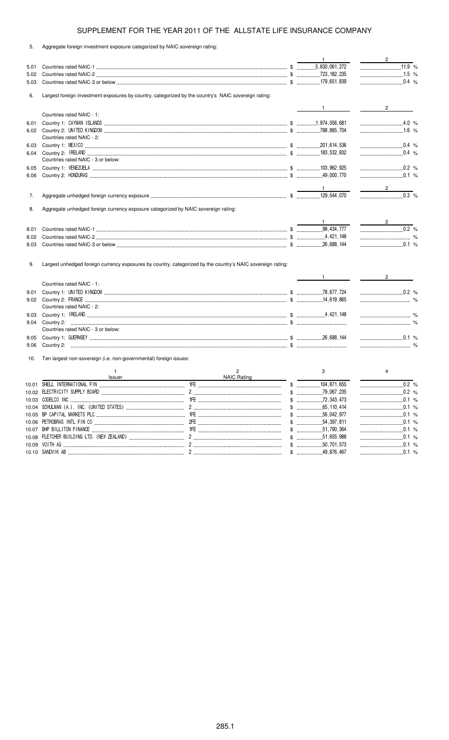## SUPPLEMENT FOR THE YEAR 2011 OF THE ALLSTATE LIFE INSURANCE COMPANY

5. Aggregate foreign investment exposure categorized by NAIC sovereign rating:

| | | 1 | 2 |
|---|---|---|---|
| 5.01 | Countries rated NAIC-1 | $ 5,830,061,272 | 11.9 % |
| 5.02 | Countries rated NAIC-2 | $ 723,182,235 | 1.5 % |
| 5.03 | Countries rated NAIC-3 or below | $ 179,651,839 | 0.4 % |

6. Largest foreign investment exposures by country, categorized by the country's NAIC sovereign rating:

| | | 1 | 2 |
|---|---|---|---|
| | Countries rated NAIC - 1: | | |
| 6.01 | Country 1: CAYMAN ISLANDS | $ 1,974,056,681 | 4.0 % |
| 6.02 | Country 2: UNITED KINGDOM | $ 788,885,704 | 1.6 % |
| | Countries rated NAIC - 2: | | |
| 6.03 | Country 1: MEXICO | $ 201,614,536 | 0.4 % |
| 6.04 | Country 2: IRELAND | $ 183,532,832 | 0.4 % |
| | Countries rated NAIC - 3 or below: | | |
| 6.05 | Country 1: VENEZUELA | $ 103,962,925 | 0.2 % |
| 6.06 | Country 2: HONDURAS | $ 49,000,770 | 0.1 % |

| | | 1 | 2 |
|---|---|---|---|
| 7. | Aggregate unhedged foreign currency exposure | $ 129,544,070 | 0.3 % |

8. Aggregate unhedged foreign currency exposure categorized by NAIC sovereign rating:

| | | 1 | 2 |
|---|---|---|---|
| 8.01 | Countries rated NAIC-1 | $ 98,434,777 | 0.2 % |
| 8.02 | Countries rated NAIC-2 | $ 4,421,148 | % |
| 8.03 | Countries rated NAIC-3 or below | $ 26,688,144 | 0.1 % |

9. Largest unhedged foreign currency exposures by country, categorized by the country's NAIC sovereign rating:

| | | 1 | 2 |
|---|---|---|---|
| | Countries rated NAIC - 1: | | |
| 9.01 | Country 1: UNITED KINGDOM | $ 78,677,724 | 0.2 % |
| 9.02 | Country 2: FRANCE | $ 14,619,865 | % |
| | Countries rated NAIC - 2: | | |
| 9.03 | Country 1: IRELAND | $ 4,421,148 | % |
| 9.04 | Country 2: | $ | % |
| | Countries rated NAIC - 3 or below: | | |
| 9.05 | Country 1: GUERNSEY | $ 26,688,144 | 0.1 % |
| 9.06 | Country 2: | $ | % |

10. Ten largest non-sovereign (i.e. non-governmental) foreign issues:

| | 1<br>Issuer | 2<br>NAIC Rating | 3 | 4 |
|---|---|---|---|---|
| 10.01 | SHELL INTERNATIONAL FIN | 1FE | $ 104,871,655 | 0.2 % |
| 10.02 | ELECTRICITY SUPPLY BOARD | 2 | $ 79,067,235 | 0.2 % |
| 10.03 | CODELCO INC | 1FE | $ 72,343,473 | 0.1 % |
| 10.04 | SCHULMAN (A.), INC. (UNITED STATES) | 2 | $ 65,110,414 | 0.1 % |
| 10.05 | BP CAPITAL MARKETS PLC | 1FE | $ 56,042,977 | 0.1 % |
| 10.06 | PETROBRAS INTL FIN CO | 2FE | $ 54,397,811 | 0.1 % |
| 10.07 | BHP BILLITON FINANCE | 1FE | $ 51,790,364 | 0.1 % |
| 10.08 | FLETCHER BUILDING LTD. (NEW ZEALAND) | 2 | $ 51,655,988 | 0.1 % |
| 10.09 | VOITH AG | 2 | $ 50,701,573 | 0.1 % |
| 10.10 | SANDVIK AB | 2 | $ 49,876,467 | 0.1 % |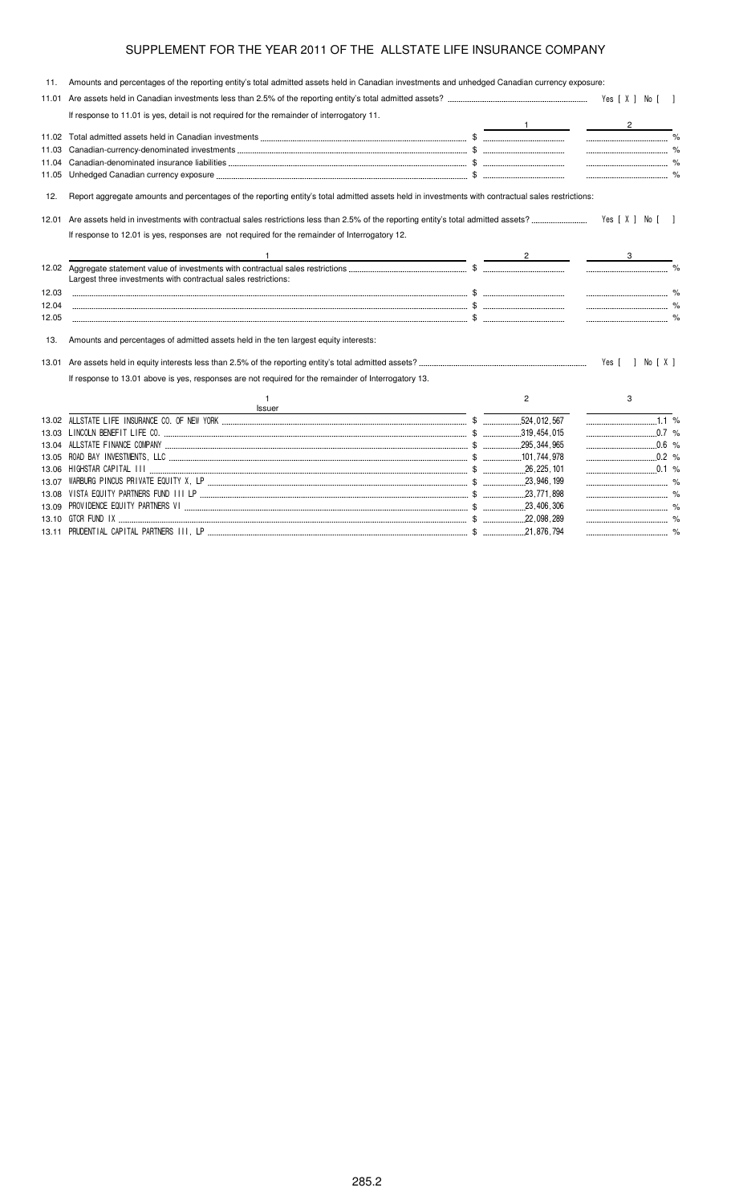## SUPPLEMENT FOR THE YEAR 2011 OF THE ALLSTATE LIFE INSURANCE COMPANY

11. Amounts and percentages of the reporting entity's total admitted assets held in Canadian investments and unhedged Canadian currency exposure:

11.01 Are assets held in Canadian investments less than 2.5% of the reporting entity's total admitted assets? Yes [ X ] No [ ]

If response to 11.01 is yes, detail is not required for the remainder of interrogatory 11.

| | | 1 | 2 |
|---|---|---|---|
| 11.02 | Total admitted assets held in Canadian investments | $ | % |
| 11.03 | Canadian-currency-denominated investments | $ | % |
| 11.04 | Canadian-denominated insurance liabilities | $ | % |
| 11.05 | Unhedged Canadian currency exposure | $ | % |

12. Report aggregate amounts and percentages of the reporting entity's total admitted assets held in investments with contractual sales restrictions:

12.01 Are assets held in investments with contractual sales restrictions less than 2.5% of the reporting entity's total admitted assets? Yes [ X ] No [ ]

If response to 12.01 is yes, responses are not required for the remainder of Interrogatory 12.

| | 1 | 2 | 3 |
|---|---|---|---|
| 12.02 | Aggregate statement value of investments with contractual sales restrictions | $ | % |
| | Largest three investments with contractual sales restrictions: | | |
| 12.03 | | $ | % |
| 12.04 | | $ | % |
| 12.05 | | $ | % |

13. Amounts and percentages of admitted assets held in the ten largest equity interests:

13.01 Are assets held in equity interests less than 2.5% of the reporting entity's total admitted assets? Yes [ ] No [ X ]

If response to 13.01 above is yes, responses are not required for the remainder of Interrogatory 13.

| | 1<br>Issuer | 2 | 3 |
|---|---|---|---|
| 13.02 | ALLSTATE LIFE INSURANCE CO. OF NEW YORK | $ 524,012,567 | 1.1 % |
| 13.03 | LINCOLN BENEFIT LIFE CO. | $ 319,454,015 | 0.7 % |
| 13.04 | ALLSTATE FINANCE COMPANY | $ 295,344,965 | 0.6 % |
| 13.05 | ROAD BAY INVESTMENTS, LLC | $ 101,744,978 | 0.2 % |
| 13.06 | HIGHSTAR CAPITAL III | $ 26,225,101 | 0.1 % |
| 13.07 | WARBURG PINCUS PRIVATE EQUITY X, LP | $ 23,946,199 | % |
| 13.08 | VISTA EQUITY PARTNERS FUND III LP | $ 23,771,898 | % |
| 13.09 | PROVIDENCE EQUITY PARTNERS VI | $ 23,406,306 | % |
| 13.10 | GTCR FUND IX | $ 22,098,289 | % |
| 13.11 | PRUDENTIAL CAPITAL PARTNERS III, LP | $ 21,876,794 | % |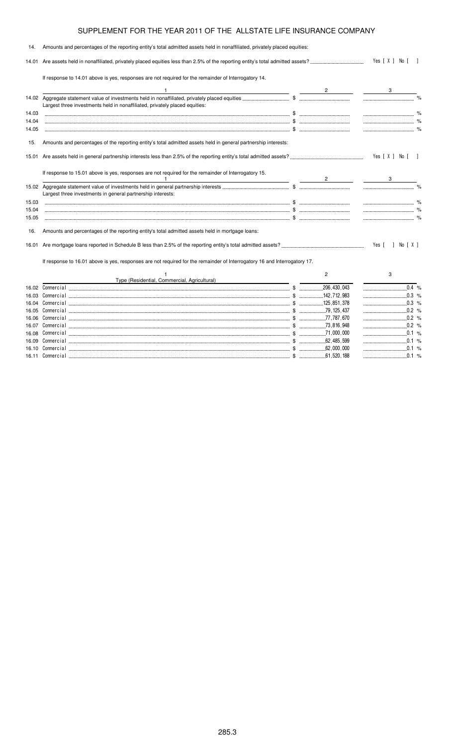# SUPPLEMENT FOR THE YEAR 2011 OF THE ALLSTATE LIFE INSURANCE COMPANY

14. Amounts and percentages of the reporting entity's total admitted assets held in nonaffiliated, privately placed equities:

14.01 Are assets held in nonaffiliated, privately placed equities less than 2.5% of the reporting entity's total admitted assets? Yes [ X ] No [ ]

If response to 14.01 above is yes, responses are not required for the remainder of Interrogatory 14.

| | 1 | 2 | 3 |
|---|---|---|---|
| 14.02 | Aggregate statement value of investments held in nonaffiliated, privately placed equities | $ | % |
| | Largest three investments held in nonaffiliated, privately placed equities: | | |
| 14.03 | | $ | % |
| 14.04 | | $ | % |
| 14.05 | | $ | % |

15. Amounts and percentages of the reporting entity's total admitted assets held in general partnership interests:

15.01 Are assets held in general partnership interests less than 2.5% of the reporting entity's total admitted assets? Yes [ X ] No [ ]

If response to 15.01 above is yes, responses are not required for the remainder of Interrogatory 15.

| | 1 | 2 | 3 |
|---|---|---|---|
| 15.02 | Aggregate statement value of investments held in general partnership interests | $ | % |
| | Largest three investments in general partnership interests: | | |
| 15.03 | | $ | % |
| 15.04 | | $ | % |
| 15.05 | | $ | % |

16. Amounts and percentages of the reporting entity's total admitted assets held in mortgage loans:

16.01 Are mortgage loans reported in Schedule B less than 2.5% of the reporting entity's total admitted assets? Yes [ ] No [ X ]

If response to 16.01 above is yes, responses are not required for the remainder of Interrogatory 16 and Interrogatory 17.

| | 1<br>Type (Residential, Commercial, Agricultural) | 2 | 3 |
|---|---|---|---|
| 16.02 | Commercial | $ 206,430,043 | 0.4 % |
| 16.03 | Commercial | $ 142,712,983 | 0.3 % |
| 16.04 | Commercial | $ 125,851,378 | 0.3 % |
| 16.05 | Commercial | $ 79,125,437 | 0.2 % |
| 16.06 | Commercial | $ 77,787,670 | 0.2 % |
| 16.07 | Commercial | $ 73,816,948 | 0.2 % |
| 16.08 | Commercial | $ 71,000,000 | 0.1 % |
| 16.09 | Commercial | $ 62,485,599 | 0.1 % |
| 16.10 | Commercial | $ 62,000,000 | 0.1 % |
| 16.11 | Commercial | $ 61,520,188 | 0.1 % |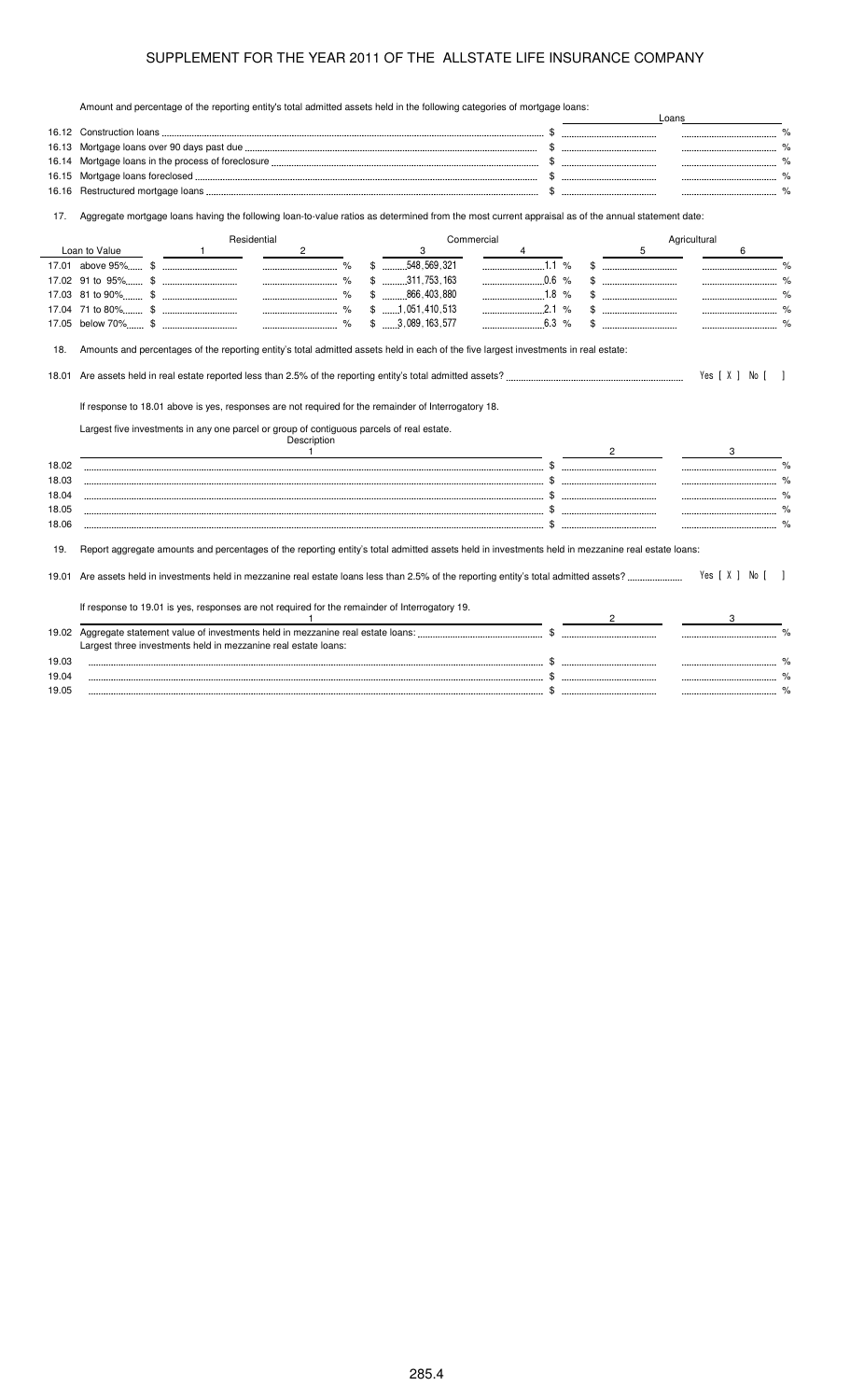# SUPPLEMENT FOR THE YEAR 2011 OF THE ALLSTATE LIFE INSURANCE COMPANY

Amount and percentage of the reporting entity's total admitted assets held in the following categories of mortgage loans:

| | | Loans | |
|---|---|---|---|
| 16.12 | Construction loans | $ | % |
| 16.13 | Mortgage loans over 90 days past due | $ | % |
| 16.14 | Mortgage loans in the process of foreclosure | $ | % |
| 16.15 | Mortgage loans foreclosed | $ | % |
| 16.16 | Restructured mortgage loans | $ | % |

17. Aggregate mortgage loans having the following loan-to-value ratios as determined from the most current appraisal as of the annual statement date:

| | Residential | | Commercial | | Agricultural | |
|---|---|---|---|---|---|---|
| Loan to Value | 1 | 2 | 3 | 4 | 5 | 6 |
| 17.01 above 95% | $ | % | $ 548,569,321 | 1.1 % | $ | % |
| 17.02 91 to 95% | $ | % | $ 311,753,163 | 0.6 % | $ | % |
| 17.03 81 to 90% | $ | % | $ 866,403,880 | 1.8 % | $ | % |
| 17.04 71 to 80% | $ | % | $ 1,051,410,513 | 2.1 % | $ | % |
| 17.05 below 70% | $ | % | $ 3,089,163,577 | 6.3 % | $ | % |

18. Amounts and percentages of the reporting entity's total admitted assets held in each of the five largest investments in real estate:

18.01 Are assets held in real estate reported less than 2.5% of the reporting entity's total admitted assets? Yes [ X ] No [ ]

If response to 18.01 above is yes, responses are not required for the remainder of Interrogatory 18.

Largest five investments in any one parcel or group of contiguous parcels of real estate.

| | Description 1 | 2 | 3 |
|---|---|---|---|
| 18.02 | | $ | % |
| 18.03 | | $ | % |
| 18.04 | | $ | % |
| 18.05 | | $ | % |
| 18.06 | | $ | % |

19. Report aggregate amounts and percentages of the reporting entity's total admitted assets held in investments held in mezzanine real estate loans:

19.01 Are assets held in investments held in mezzanine real estate loans less than 2.5% of the reporting entity's total admitted assets? Yes [ X ] No [ ]

If response to 19.01 is yes, responses are not required for the remainder of Interrogatory 19.

| | 1 | 2 | 3 |
|---|---|---|---|
| 19.02 | Aggregate statement value of investments held in mezzanine real estate loans: | $ | % |
| | Largest three investments held in mezzanine real estate loans: | | |
| 19.03 | | $ | % |
| 19.04 | | $ | % |
| 19.05 | | $ | % |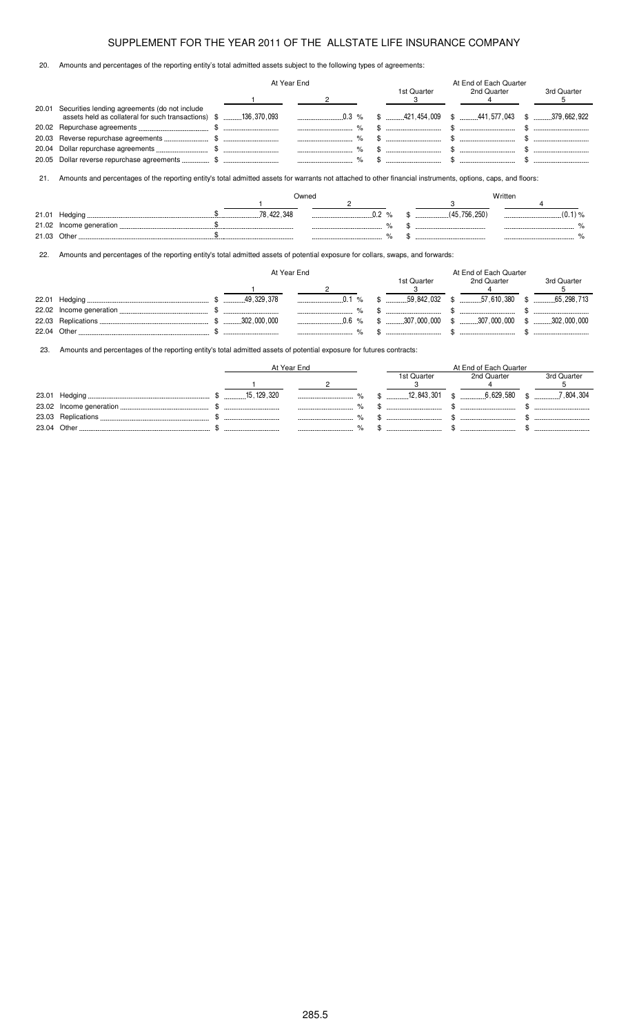# SUPPLEMENT FOR THE YEAR 2011 OF THE ALLSTATE LIFE INSURANCE COMPANY

20. Amounts and percentages of the reporting entity's total admitted assets subject to the following types of agreements:

| | | At Year End 1 | At Year End 2 | At End of Each Quarter 1st Quarter 3 | At End of Each Quarter 2nd Quarter 4 | At End of Each Quarter 3rd Quarter 5 |
|---|---|---|---|---|---|---|
| 20.01 | Securities lending agreements (do not include assets held as collateral for such transactions) | $ 136,370,093 | 0.3 % | $ 421,454,009 | $ 441,577,043 | $ 379,662,922 |
| 20.02 | Repurchase agreements | $ | % | $ | $ | $ |
| 20.03 | Reverse repurchase agreements | $ | % | $ | $ | $ |
| 20.04 | Dollar repurchase agreements | $ | % | $ | $ | $ |
| 20.05 | Dollar reverse repurchase agreements | $ | % | $ | $ | $ |

21. Amounts and percentages of the reporting entity's total admitted assets for warrants not attached to other financial instruments, options, caps, and floors:

| | | Owned 1 | Owned 2 | Written 3 | Written 4 |
|---|---|---|---|---|---|
| 21.01 | Hedging | $ 78,422,348 | 0.2 % | $ (45,756,250) | (0.1) % |
| 21.02 | Income generation | $ | % | $ | % |
| 21.03 | Other | $ | % | $ | % |

22. Amounts and percentages of the reporting entity's total admitted assets of potential exposure for collars, swaps, and forwards:

| | | At Year End 1 | At Year End 2 | At End of Each Quarter 1st Quarter 3 | At End of Each Quarter 2nd Quarter 4 | At End of Each Quarter 3rd Quarter 5 |
|---|---|---|---|---|---|---|
| 22.01 | Hedging | $ 49,329,378 | 0.1 % | $ 59,842,032 | $ 57,610,380 | $ 65,298,713 |
| 22.02 | Income generation | $ | % | $ | $ | $ |
| 22.03 | Replications | $ 302,000,000 | 0.6 % | $ 307,000,000 | $ 307,000,000 | $ 302,000,000 |
| 22.04 | Other | $ | % | $ | $ | $ |

23. Amounts and percentages of the reporting entity's total admitted assets of potential exposure for futures contracts:

| | | At Year End 1 | At Year End 2 | At End of Each Quarter 1st Quarter 3 | At End of Each Quarter 2nd Quarter 4 | At End of Each Quarter 3rd Quarter 5 |
|---|---|---|---|---|---|---|
| 23.01 | Hedging | $ 15,129,320 | % | $ 12,843,301 | $ 6,629,580 | $ 7,804,304 |
| 23.02 | Income generation | $ | % | $ | $ | $ |
| 23.03 | Replications | $ | % | $ | $ | $ |
| 23.04 | Other | $ | % | $ | $ | $ |